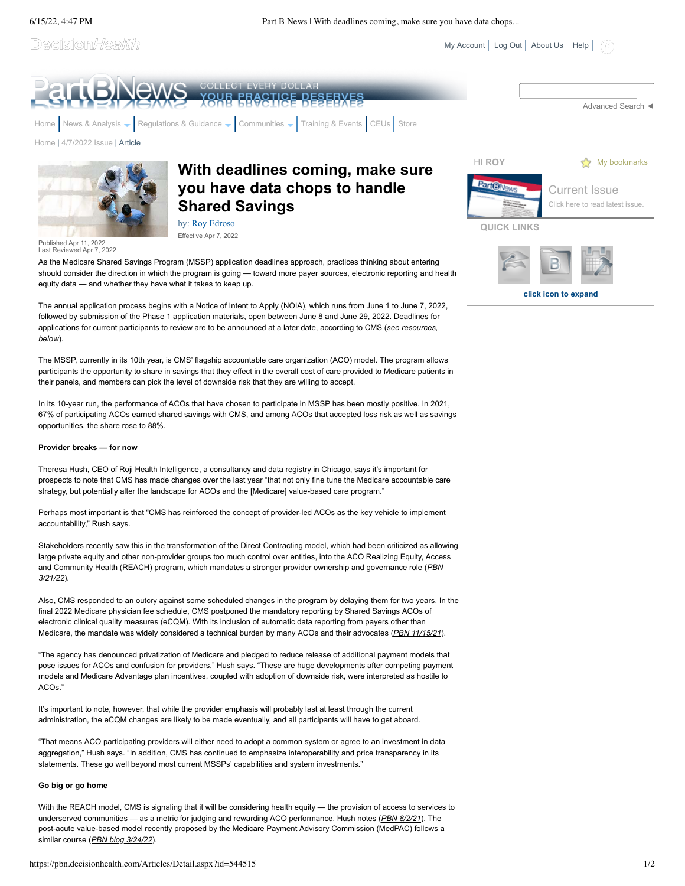# With deadlines coming, make sure you have data chops to handle Shared Savings

by: Roy Edroso

Effective Apr 7, 2022

Published Apr 11, 2022
Last Reviewed Apr 7, 2022

As the Medicare Shared Savings Program (MSSP) application deadlines approach, practices thinking about entering should consider the direction in which the program is going — toward more payer sources, electronic reporting and health equity data — and whether they have what it takes to keep up.

The annual application process begins with a Notice of Intent to Apply (NOIA), which runs from June 1 to June 7, 2022, followed by submission of the Phase 1 application materials, open between June 8 and June 29, 2022. Deadlines for applications for current participants to review are to be announced at a later date, according to CMS (*see resources, below*).

The MSSP, currently in its 10th year, is CMS' flagship accountable care organization (ACO) model. The program allows participants the opportunity to share in savings that they effect in the overall cost of care provided to Medicare patients in their panels, and members can pick the level of downside risk that they are willing to accept.

In its 10-year run, the performance of ACOs that have chosen to participate in MSSP has been mostly positive. In 2021, 67% of participating ACOs earned shared savings with CMS, and among ACOs that accepted loss risk as well as savings opportunities, the share rose to 88%.

**Provider breaks — for now**

Theresa Hush, CEO of Roji Health Intelligence, a consultancy and data registry in Chicago, says it's important for prospects to note that CMS has made changes over the last year "that not only fine tune the Medicare accountable care strategy, but potentially alter the landscape for ACOs and the [Medicare] value-based care program."

Perhaps most important is that "CMS has reinforced the concept of provider-led ACOs as the key vehicle to implement accountability," Rush says.

Stakeholders recently saw this in the transformation of the Direct Contracting model, which had been criticized as allowing large private equity and other non-provider groups too much control over entities, into the ACO Realizing Equity, Access and Community Health (REACH) program, which mandates a stronger provider ownership and governance role (*PBN 3/21/22*).

Also, CMS responded to an outcry against some scheduled changes in the program by delaying them for two years. In the final 2022 Medicare physician fee schedule, CMS postponed the mandatory reporting by Shared Savings ACOs of electronic clinical quality measures (eCQM). With its inclusion of automatic data reporting from payers other than Medicare, the mandate was widely considered a technical burden by many ACOs and their advocates (*PBN 11/15/21*).

"The agency has denounced privatization of Medicare and pledged to reduce release of additional payment models that pose issues for ACOs and confusion for providers," Hush says. "These are huge developments after competing payment models and Medicare Advantage plan incentives, coupled with adoption of downside risk, were interpreted as hostile to ACOs."

It's important to note, however, that while the provider emphasis will probably last at least through the current administration, the eCQM changes are likely to be made eventually, and all participants will have to get aboard.

"That means ACO participating providers will either need to adopt a common system or agree to an investment in data aggregation," Hush says. "In addition, CMS has continued to emphasize interoperability and price transparency in its statements. These go well beyond most current MSSPs' capabilities and system investments."

**Go big or go home**

With the REACH model, CMS is signaling that it will be considering health equity — the provision of access to services to underserved communities — as a metric for judging and rewarding ACO performance, Hush notes (*PBN 8/2/21*). The post-acute value-based model recently proposed by the Medicare Payment Advisory Commission (MedPAC) follows a similar course (*PBN blog 3/24/22*).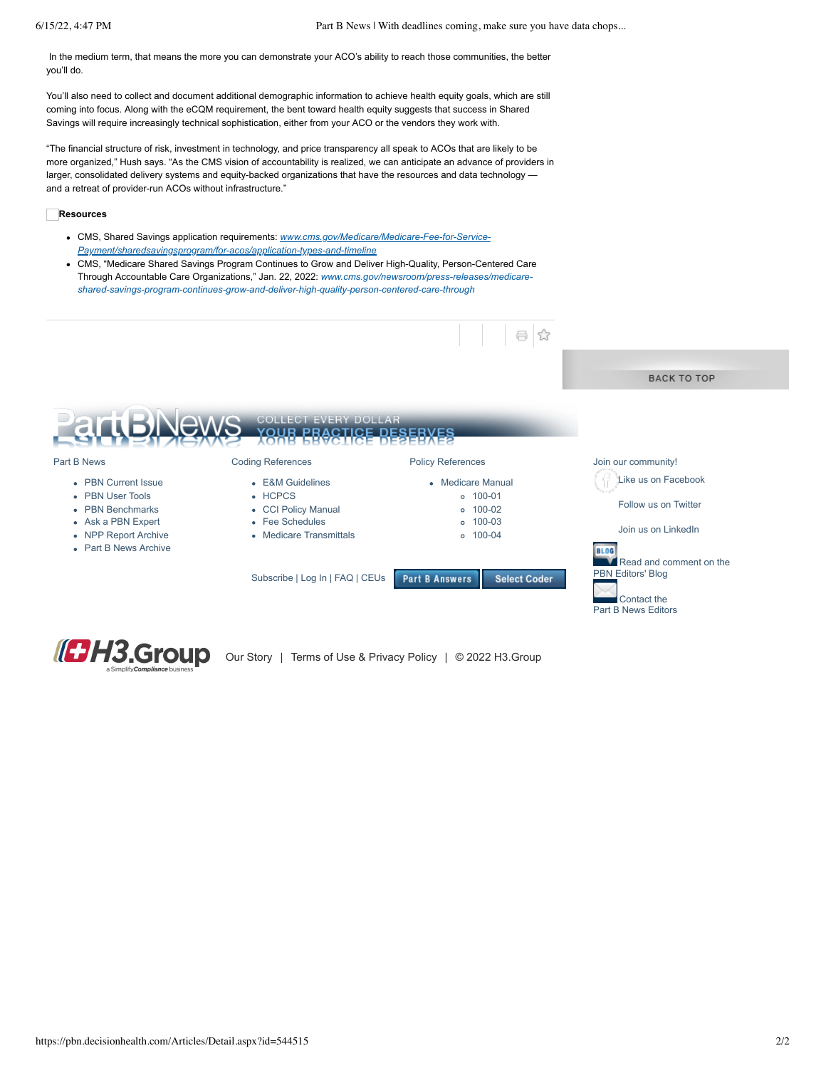In the medium term, that means the more you can demonstrate your ACO's ability to reach those communities, the better you'll do.

You'll also need to collect and document additional demographic information to achieve health equity goals, which are still coming into focus. Along with the eCQM requirement, the bent toward health equity suggests that success in Shared Savings will require increasingly technical sophistication, either from your ACO or the vendors they work with.

"The financial structure of risk, investment in technology, and price transparency all speak to ACOs that are likely to be more organized," Hush says. "As the CMS vision of accountability is realized, we can anticipate an advance of providers in larger, consolidated delivery systems and equity-backed organizations that have the resources and data technology — and a retreat of provider-run ACOs without infrastructure."

**Resources**

- CMS, Shared Savings application requirements: *www.cms.gov/Medicare/Medicare-Fee-for-Service-Payment/sharedsavingsprogram/for-acos/application-types-and-timeline*
- CMS, "Medicare Shared Savings Program Continues to Grow and Deliver High-Quality, Person-Centered Care Through Accountable Care Organizations," Jan. 22, 2022: *www.cms.gov/newsroom/press-releases/medicare-shared-savings-program-continues-grow-and-deliver-high-quality-person-centered-care-through*

BACK TO TOP

PartBNews COLLECT EVERY DOLLAR YOUR PRACTICE DESERVES

Part B News

- PBN Current Issue
- PBN User Tools
- PBN Benchmarks
- Ask a PBN Expert
- NPP Report Archive
- Part B News Archive

Coding References

- E&M Guidelines
- HCPCS
- CCI Policy Manual
- Fee Schedules
- Medicare Transmittals

Policy References

- Medicare Manual
  - 100-01
  - 100-02
  - 100-03
  - 100-04

Join our community!

Like us on Facebook

Follow us on Twitter

Join us on LinkedIn

Read and comment on the PBN Editors' Blog

Contact the Part B News Editors

Subscribe | Log In | FAQ | CEUs Part B Answers Select Coder

H3.Group a SimplifyCompliance business Our Story | Terms of Use & Privacy Policy | © 2022 H3.Group